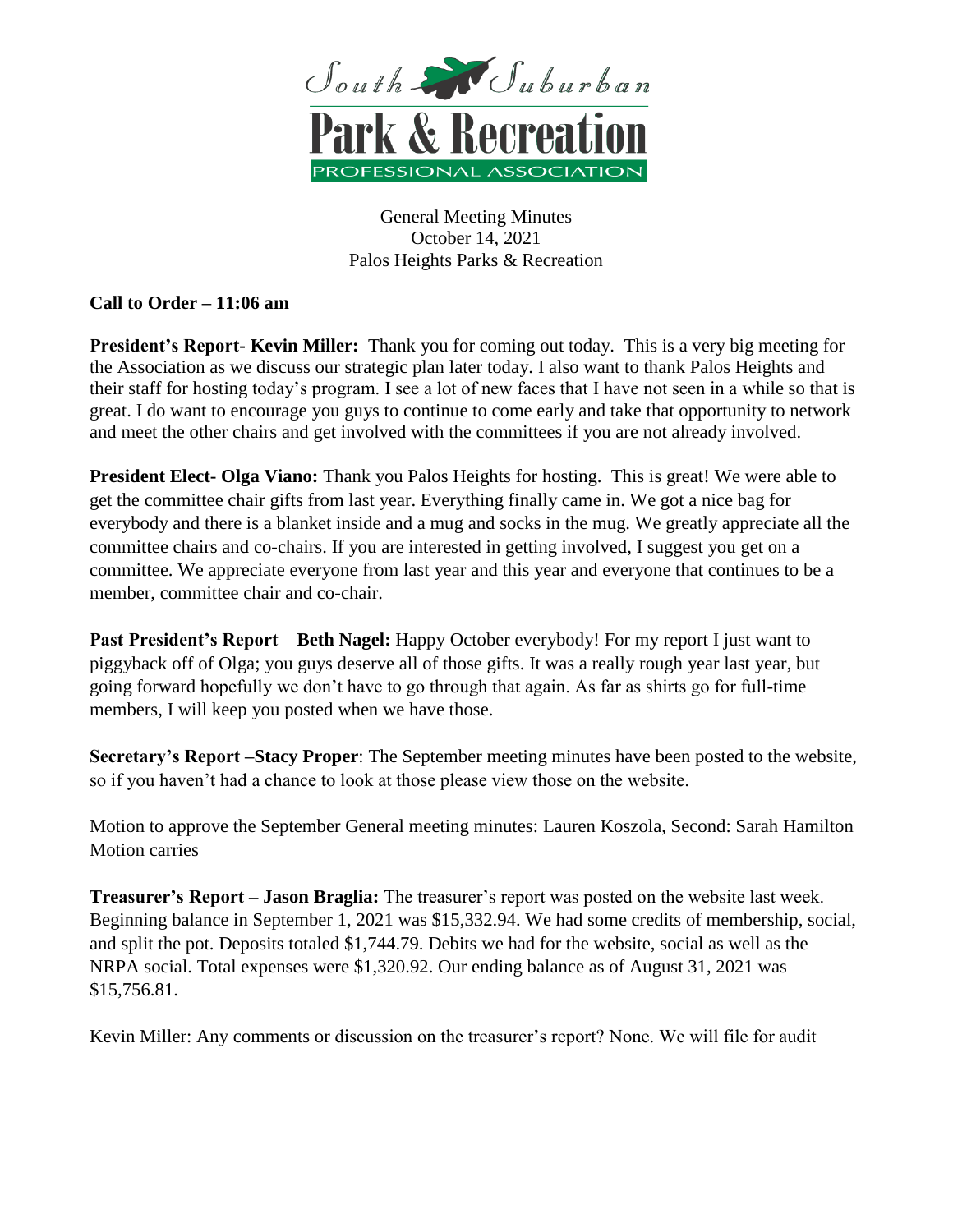South Suburban Park & Recreation PROFESSIONAL ASSOCIATION

General Meeting Minutes
October 14, 2021
Palos Heights Parks & Recreation

**Call to Order – 11:06 am**

**President's Report- Kevin Miller:** Thank you for coming out today. This is a very big meeting for the Association as we discuss our strategic plan later today. I also want to thank Palos Heights and their staff for hosting today's program. I see a lot of new faces that I have not seen in a while so that is great. I do want to encourage you guys to continue to come early and take that opportunity to network and meet the other chairs and get involved with the committees if you are not already involved.

**President Elect- Olga Viano:** Thank you Palos Heights for hosting. This is great! We were able to get the committee chair gifts from last year. Everything finally came in. We got a nice bag for everybody and there is a blanket inside and a mug and socks in the mug. We greatly appreciate all the committee chairs and co-chairs. If you are interested in getting involved, I suggest you get on a committee. We appreciate everyone from last year and this year and everyone that continues to be a member, committee chair and co-chair.

**Past President's Report** – **Beth Nagel:** Happy October everybody! For my report I just want to piggyback off of Olga; you guys deserve all of those gifts. It was a really rough year last year, but going forward hopefully we don't have to go through that again. As far as shirts go for full-time members, I will keep you posted when we have those.

**Secretary's Report –Stacy Proper**: The September meeting minutes have been posted to the website, so if you haven't had a chance to look at those please view those on the website.

Motion to approve the September General meeting minutes: Lauren Koszola, Second: Sarah Hamilton
Motion carries

**Treasurer's Report** – **Jason Braglia:** The treasurer's report was posted on the website last week. Beginning balance in September 1, 2021 was $15,332.94. We had some credits of membership, social, and split the pot. Deposits totaled $1,744.79. Debits we had for the website, social as well as the NRPA social. Total expenses were $1,320.92. Our ending balance as of August 31, 2021 was $15,756.81.

Kevin Miller: Any comments or discussion on the treasurer's report? None. We will file for audit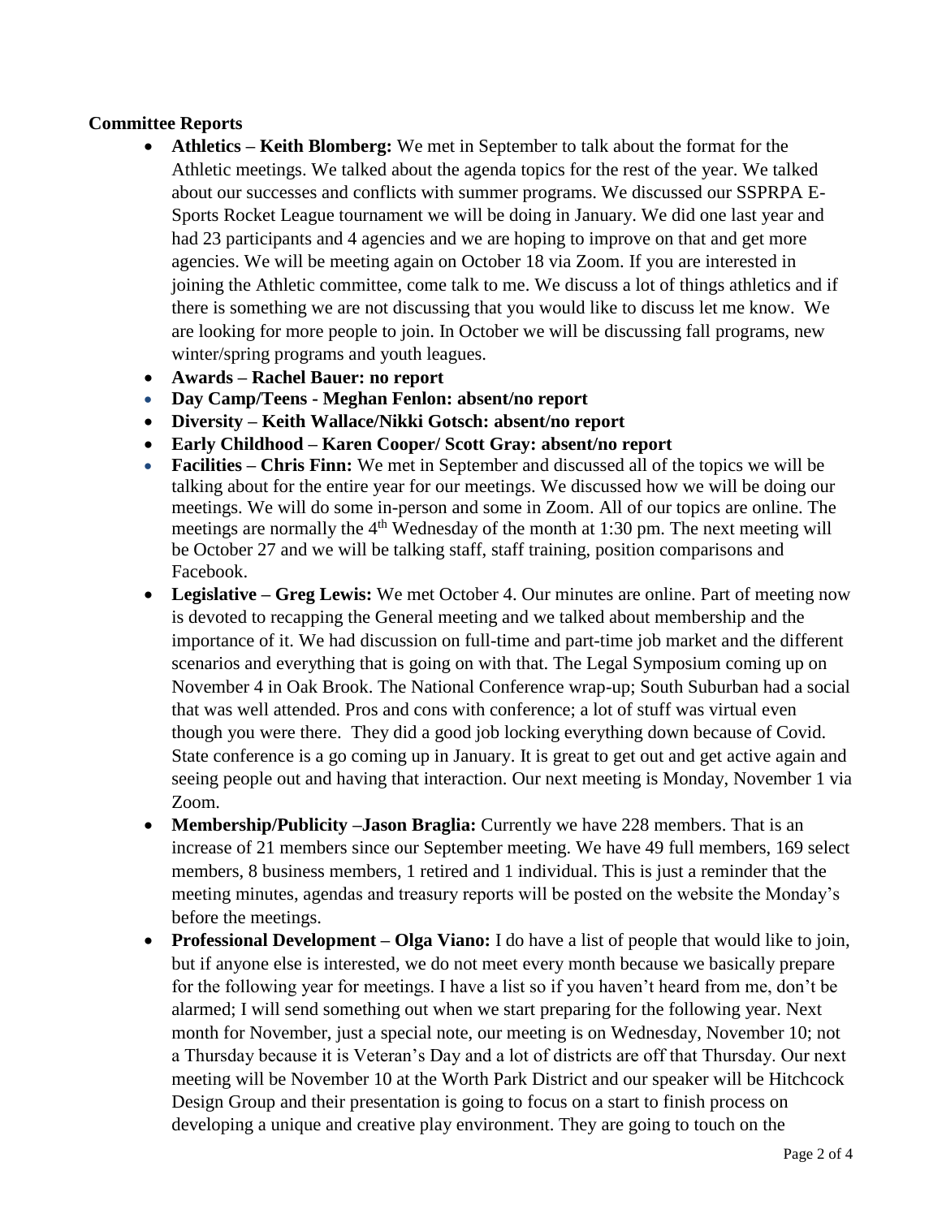**Committee Reports**

- **Athletics – Keith Blomberg:** We met in September to talk about the format for the Athletic meetings. We talked about the agenda topics for the rest of the year. We talked about our successes and conflicts with summer programs. We discussed our SSPRPA E-Sports Rocket League tournament we will be doing in January. We did one last year and had 23 participants and 4 agencies and we are hoping to improve on that and get more agencies. We will be meeting again on October 18 via Zoom. If you are interested in joining the Athletic committee, come talk to me. We discuss a lot of things athletics and if there is something we are not discussing that you would like to discuss let me know. We are looking for more people to join. In October we will be discussing fall programs, new winter/spring programs and youth leagues.
- **Awards – Rachel Bauer: no report**
- **Day Camp/Teens - Meghan Fenlon: absent/no report**
- **Diversity – Keith Wallace/Nikki Gotsch: absent/no report**
- **Early Childhood – Karen Cooper/ Scott Gray: absent/no report**
- **Facilities – Chris Finn:** We met in September and discussed all of the topics we will be talking about for the entire year for our meetings. We discussed how we will be doing our meetings. We will do some in-person and some in Zoom. All of our topics are online. The meetings are normally the 4th Wednesday of the month at 1:30 pm. The next meeting will be October 27 and we will be talking staff, staff training, position comparisons and Facebook.
- **Legislative – Greg Lewis:** We met October 4. Our minutes are online. Part of meeting now is devoted to recapping the General meeting and we talked about membership and the importance of it. We had discussion on full-time and part-time job market and the different scenarios and everything that is going on with that. The Legal Symposium coming up on November 4 in Oak Brook. The National Conference wrap-up; South Suburban had a social that was well attended. Pros and cons with conference; a lot of stuff was virtual even though you were there. They did a good job locking everything down because of Covid. State conference is a go coming up in January. It is great to get out and get active again and seeing people out and having that interaction. Our next meeting is Monday, November 1 via Zoom.
- **Membership/Publicity –Jason Braglia:** Currently we have 228 members. That is an increase of 21 members since our September meeting. We have 49 full members, 169 select members, 8 business members, 1 retired and 1 individual. This is just a reminder that the meeting minutes, agendas and treasury reports will be posted on the website the Monday's before the meetings.
- **Professional Development – Olga Viano:** I do have a list of people that would like to join, but if anyone else is interested, we do not meet every month because we basically prepare for the following year for meetings. I have a list so if you haven't heard from me, don't be alarmed; I will send something out when we start preparing for the following year. Next month for November, just a special note, our meeting is on Wednesday, November 10; not a Thursday because it is Veteran's Day and a lot of districts are off that Thursday. Our next meeting will be November 10 at the Worth Park District and our speaker will be Hitchcock Design Group and their presentation is going to focus on a start to finish process on developing a unique and creative play environment. They are going to touch on the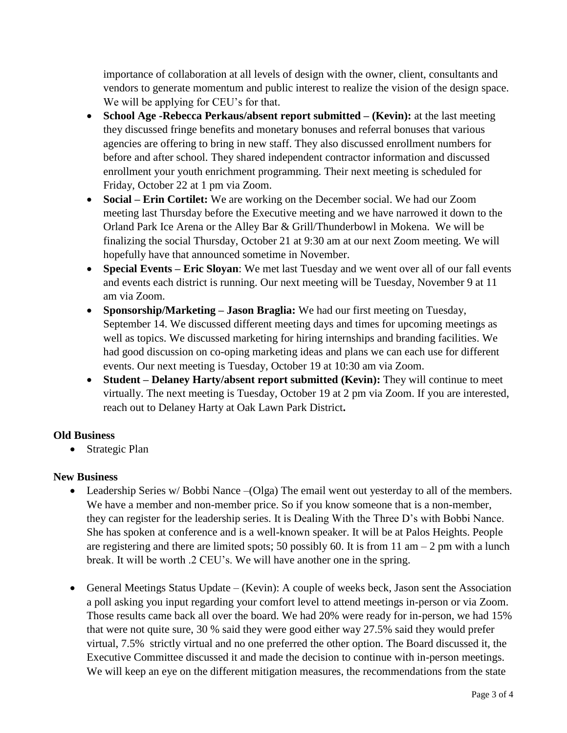importance of collaboration at all levels of design with the owner, client, consultants and vendors to generate momentum and public interest to realize the vision of the design space. We will be applying for CEU's for that.

- **School Age -Rebecca Perkaus/absent report submitted – (Kevin):** at the last meeting they discussed fringe benefits and monetary bonuses and referral bonuses that various agencies are offering to bring in new staff. They also discussed enrollment numbers for before and after school. They shared independent contractor information and discussed enrollment your youth enrichment programming. Their next meeting is scheduled for Friday, October 22 at 1 pm via Zoom.
- **Social – Erin Cortilet:** We are working on the December social. We had our Zoom meeting last Thursday before the Executive meeting and we have narrowed it down to the Orland Park Ice Arena or the Alley Bar & Grill/Thunderbowl in Mokena. We will be finalizing the social Thursday, October 21 at 9:30 am at our next Zoom meeting. We will hopefully have that announced sometime in November.
- **Special Events – Eric Sloyan**: We met last Tuesday and we went over all of our fall events and events each district is running. Our next meeting will be Tuesday, November 9 at 11 am via Zoom.
- **Sponsorship/Marketing – Jason Braglia:** We had our first meeting on Tuesday, September 14. We discussed different meeting days and times for upcoming meetings as well as topics. We discussed marketing for hiring internships and branding facilities. We had good discussion on co-oping marketing ideas and plans we can each use for different events. Our next meeting is Tuesday, October 19 at 10:30 am via Zoom.
- **Student – Delaney Harty/absent report submitted (Kevin):** They will continue to meet virtually. The next meeting is Tuesday, October 19 at 2 pm via Zoom. If you are interested, reach out to Delaney Harty at Oak Lawn Park District**.**

**Old Business**

- Strategic Plan

**New Business**

- Leadership Series w/ Bobbi Nance –(Olga) The email went out yesterday to all of the members. We have a member and non-member price. So if you know someone that is a non-member, they can register for the leadership series. It is Dealing With the Three D's with Bobbi Nance. She has spoken at conference and is a well-known speaker. It will be at Palos Heights. People are registering and there are limited spots; 50 possibly 60. It is from 11 am – 2 pm with a lunch break. It will be worth .2 CEU's. We will have another one in the spring.

- General Meetings Status Update – (Kevin): A couple of weeks beck, Jason sent the Association a poll asking you input regarding your comfort level to attend meetings in-person or via Zoom. Those results came back all over the board. We had 20% were ready for in-person, we had 15% that were not quite sure, 30 % said they were good either way 27.5% said they would prefer virtual, 7.5% strictly virtual and no one preferred the other option. The Board discussed it, the Executive Committee discussed it and made the decision to continue with in-person meetings. We will keep an eye on the different mitigation measures, the recommendations from the state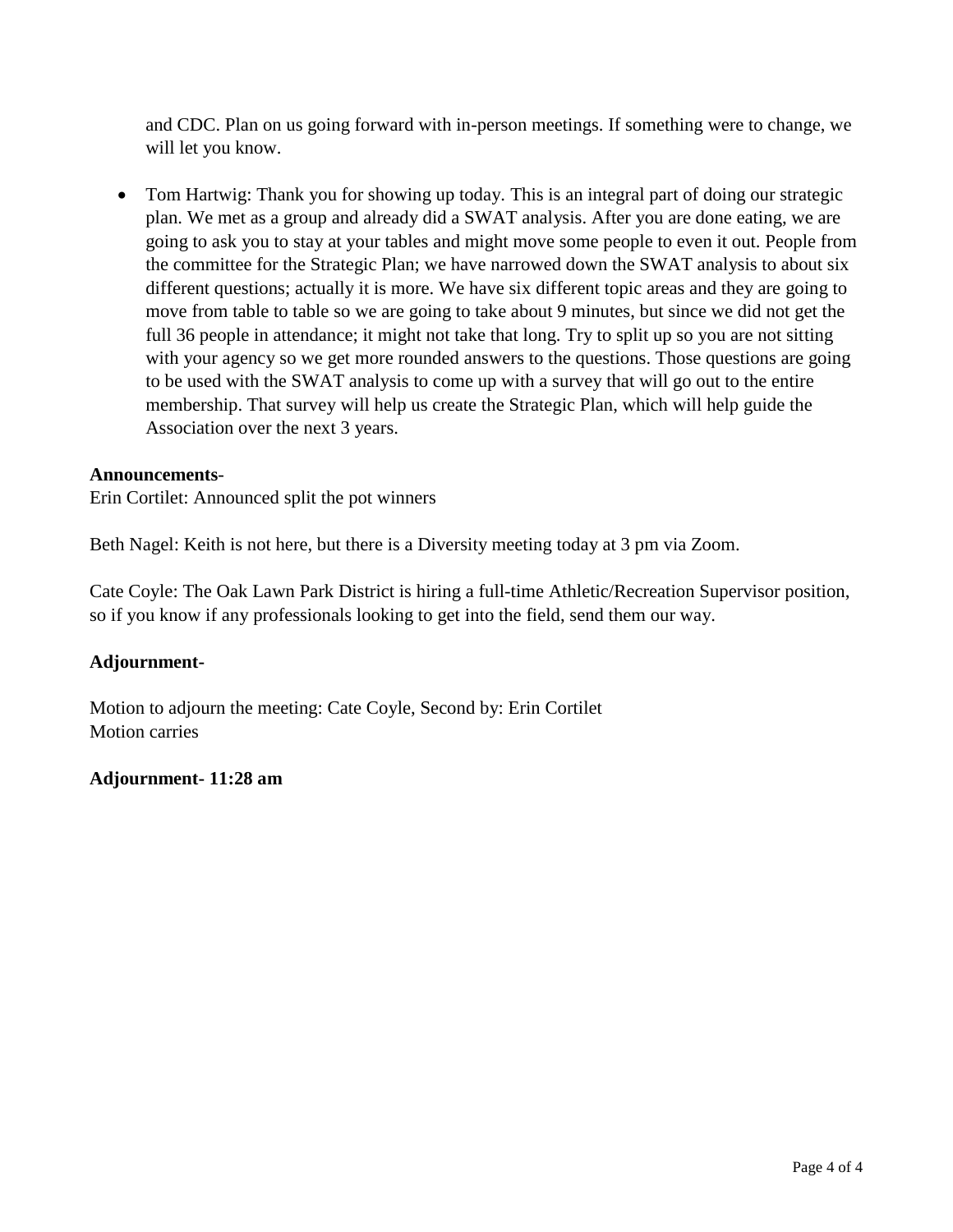and CDC. Plan on us going forward with in-person meetings. If something were to change, we will let you know.

- Tom Hartwig: Thank you for showing up today. This is an integral part of doing our strategic plan. We met as a group and already did a SWAT analysis. After you are done eating, we are going to ask you to stay at your tables and might move some people to even it out. People from the committee for the Strategic Plan; we have narrowed down the SWAT analysis to about six different questions; actually it is more. We have six different topic areas and they are going to move from table to table so we are going to take about 9 minutes, but since we did not get the full 36 people in attendance; it might not take that long. Try to split up so you are not sitting with your agency so we get more rounded answers to the questions. Those questions are going to be used with the SWAT analysis to come up with a survey that will go out to the entire membership. That survey will help us create the Strategic Plan, which will help guide the Association over the next 3 years.

**Announcements**-

Erin Cortilet: Announced split the pot winners

Beth Nagel: Keith is not here, but there is a Diversity meeting today at 3 pm via Zoom.

Cate Coyle: The Oak Lawn Park District is hiring a full-time Athletic/Recreation Supervisor position, so if you know if any professionals looking to get into the field, send them our way.

**Adjournment-**

Motion to adjourn the meeting: Cate Coyle, Second by: Erin Cortilet
Motion carries

**Adjournment- 11:28 am**